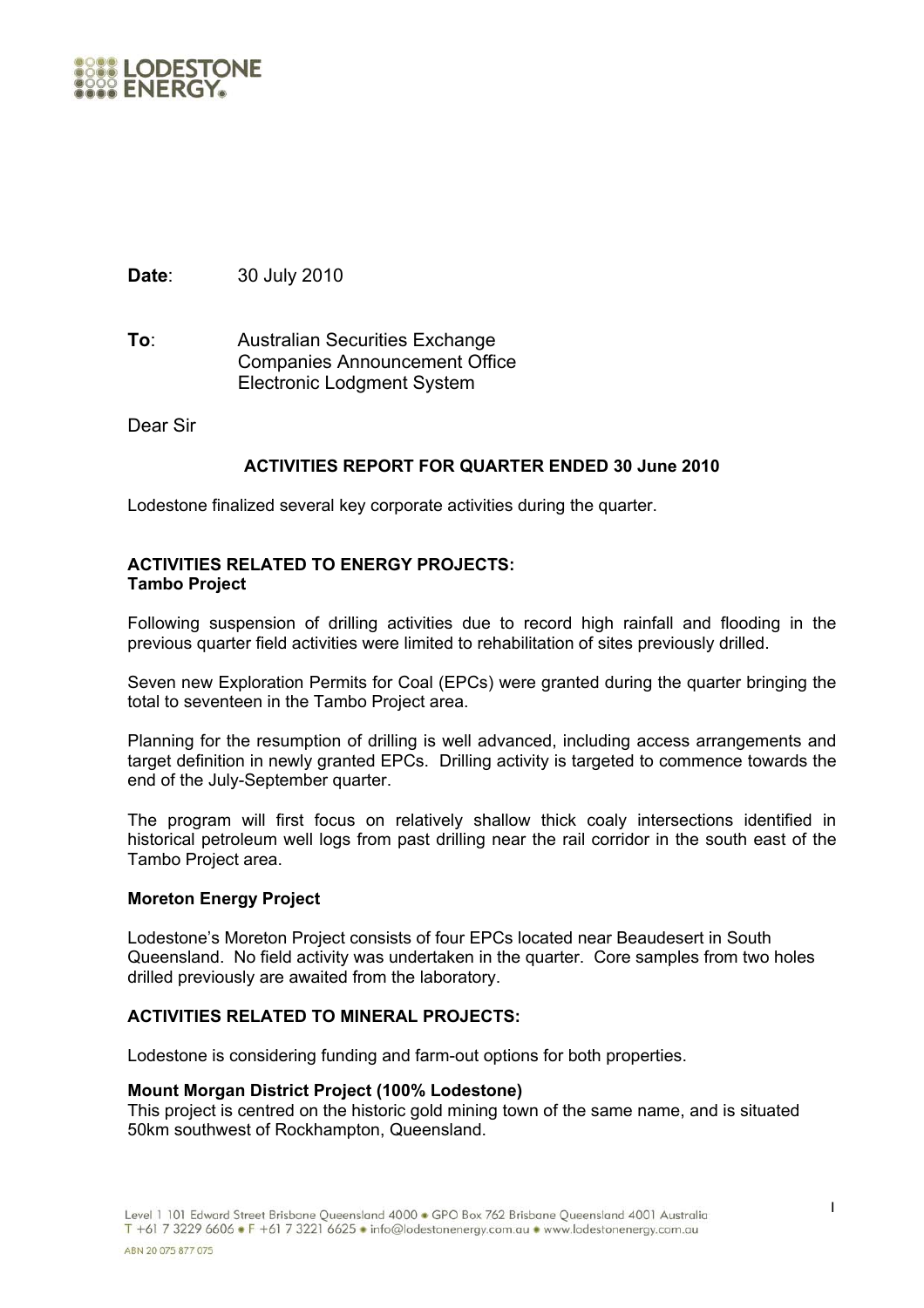**Date**: 30 July 2010

**To**: Australian Securities Exchange
Companies Announcement Office
Electronic Lodgment System

Dear Sir

**ACTIVITIES REPORT FOR QUARTER ENDED 30 June 2010**

Lodestone finalized several key corporate activities during the quarter.

**ACTIVITIES RELATED TO ENERGY PROJECTS:**
**Tambo Project**

Following suspension of drilling activities due to record high rainfall and flooding in the previous quarter field activities were limited to rehabilitation of sites previously drilled.

Seven new Exploration Permits for Coal (EPCs) were granted during the quarter bringing the total to seventeen in the Tambo Project area.

Planning for the resumption of drilling is well advanced, including access arrangements and target definition in newly granted EPCs. Drilling activity is targeted to commence towards the end of the July-September quarter.

The program will first focus on relatively shallow thick coaly intersections identified in historical petroleum well logs from past drilling near the rail corridor in the south east of the Tambo Project area.

**Moreton Energy Project**

Lodestone's Moreton Project consists of four EPCs located near Beaudesert in South Queensland. No field activity was undertaken in the quarter. Core samples from two holes drilled previously are awaited from the laboratory.

**ACTIVITIES RELATED TO MINERAL PROJECTS:**

Lodestone is considering funding and farm-out options for both properties.

**Mount Morgan District Project (100% Lodestone)**
This project is centred on the historic gold mining town of the same name, and is situated 50km southwest of Rockhampton, Queensland.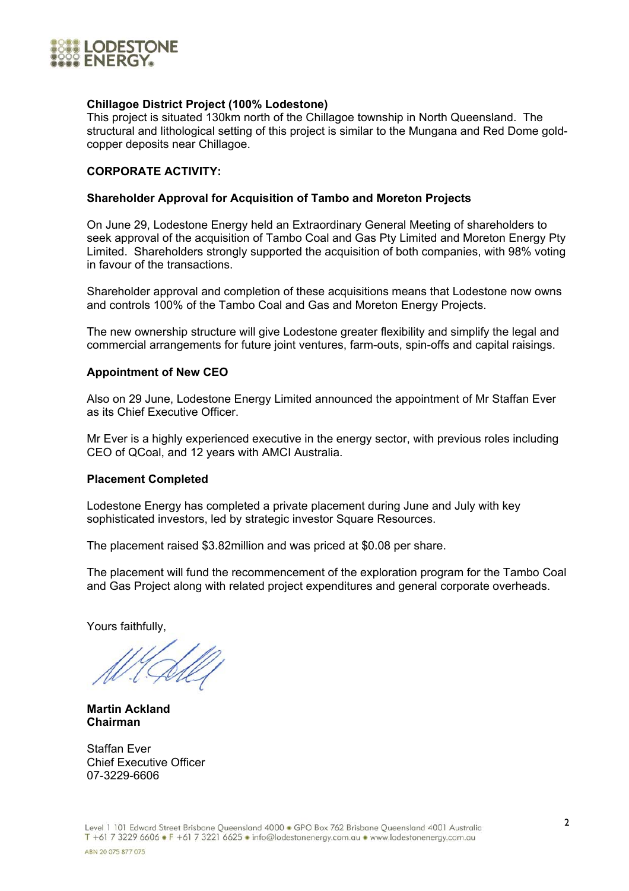**Chillagoe District Project (100% Lodestone)**
This project is situated 130km north of the Chillagoe township in North Queensland. The structural and lithological setting of this project is similar to the Mungana and Red Dome gold-copper deposits near Chillagoe.

**CORPORATE ACTIVITY:**

**Shareholder Approval for Acquisition of Tambo and Moreton Projects**

On June 29, Lodestone Energy held an Extraordinary General Meeting of shareholders to seek approval of the acquisition of Tambo Coal and Gas Pty Limited and Moreton Energy Pty Limited. Shareholders strongly supported the acquisition of both companies, with 98% voting in favour of the transactions.

Shareholder approval and completion of these acquisitions means that Lodestone now owns and controls 100% of the Tambo Coal and Gas and Moreton Energy Projects.

The new ownership structure will give Lodestone greater flexibility and simplify the legal and commercial arrangements for future joint ventures, farm-outs, spin-offs and capital raisings.

**Appointment of New CEO**

Also on 29 June, Lodestone Energy Limited announced the appointment of Mr Staffan Ever as its Chief Executive Officer.

Mr Ever is a highly experienced executive in the energy sector, with previous roles including CEO of QCoal, and 12 years with AMCI Australia.

**Placement Completed**

Lodestone Energy has completed a private placement during June and July with key sophisticated investors, led by strategic investor Square Resources.

The placement raised $3.82million and was priced at $0.08 per share.

The placement will fund the recommencement of the exploration program for the Tambo Coal and Gas Project along with related project expenditures and general corporate overheads.

Yours faithfully,

**Martin Ackland**
**Chairman**

Staffan Ever
Chief Executive Officer
07-3229-6606

Level 1 101 Edward Street Brisbane Queensland 4000 • GPO Box 762 Brisbane Queensland 4001 Australia
T +61 7 3229 6606 • F +61 7 3221 6625 • info@lodestonenergy.com.au • www.lodestonenergy.com.au

ABN 20 075 877 075